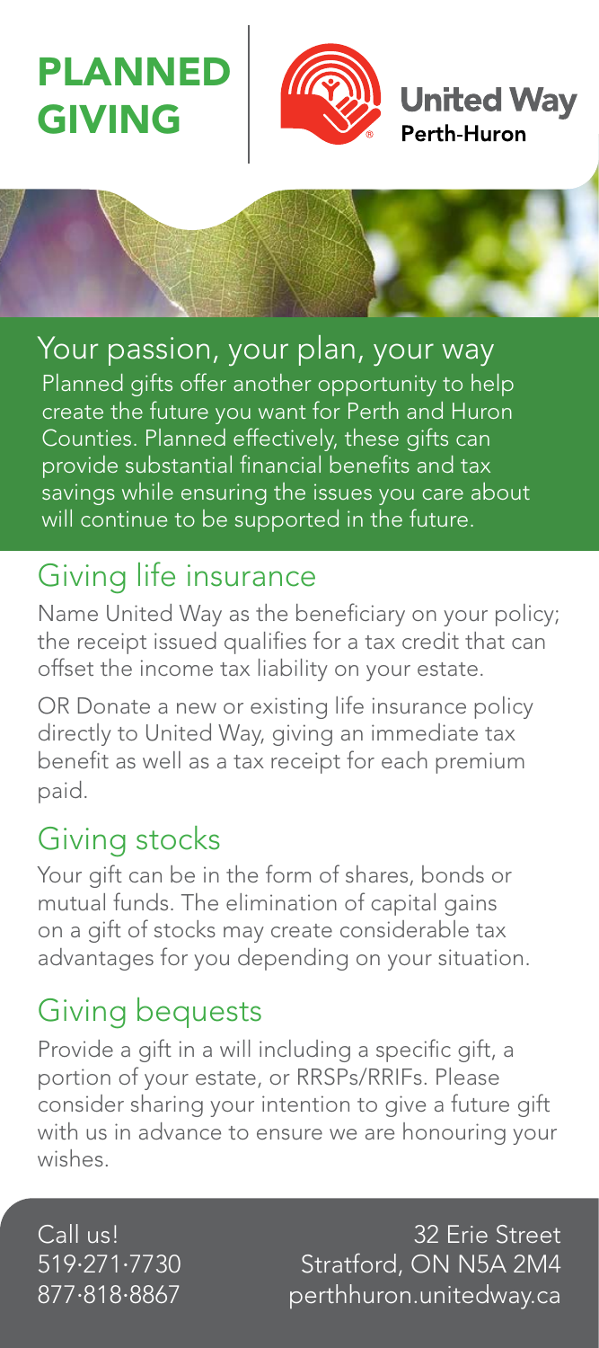# PLANNED GIVING

United Way
Perth-Huron

## Your passion, your plan, your way

Planned gifts offer another opportunity to help create the future you want for Perth and Huron Counties. Planned effectively, these gifts can provide substantial financial benefits and tax savings while ensuring the issues you care about will continue to be supported in the future.

## Giving life insurance

Name United Way as the beneficiary on your policy; the receipt issued qualifies for a tax credit that can offset the income tax liability on your estate.

OR Donate a new or existing life insurance policy directly to United Way, giving an immediate tax benefit as well as a tax receipt for each premium paid.

## Giving stocks

Your gift can be in the form of shares, bonds or mutual funds. The elimination of capital gains on a gift of stocks may create considerable tax advantages for you depending on your situation.

## Giving bequests

Provide a gift in a will including a specific gift, a portion of your estate, or RRSPs/RRIFs. Please consider sharing your intention to give a future gift with us in advance to ensure we are honouring your wishes.

Call us!
519·271·7730
877·818·8867

32 Erie Street
Stratford, ON N5A 2M4
perthhuron.unitedway.ca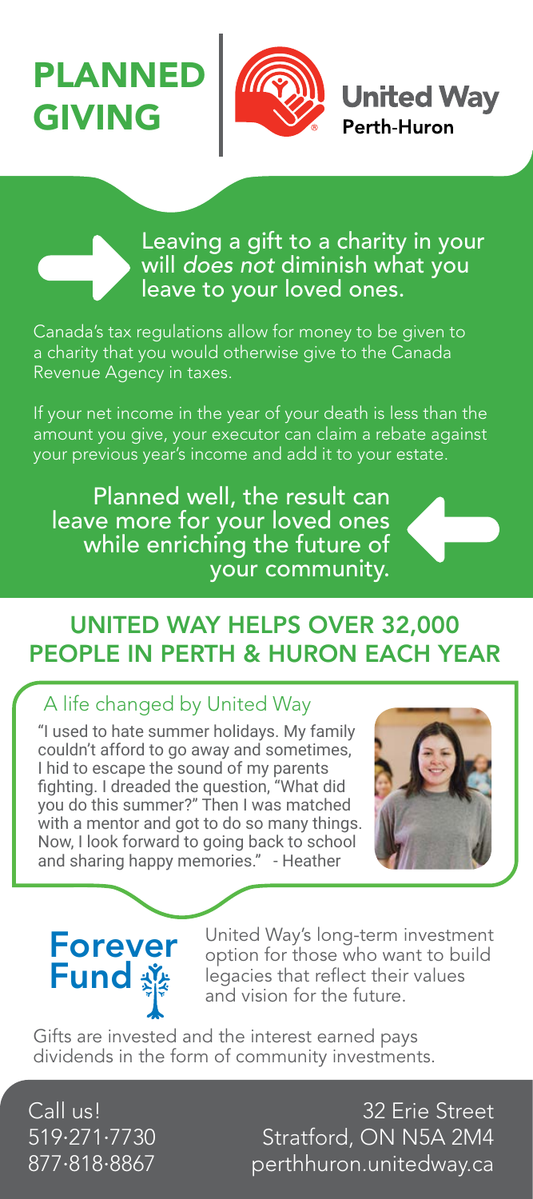# PLANNED GIVING

United Way
Perth-Huron

**Leaving a gift to a charity in your will *does not* diminish what you leave to your loved ones.**

Canada's tax regulations allow for money to be given to a charity that you would otherwise give to the Canada Revenue Agency in taxes.

If your net income in the year of your death is less than the amount you give, your executor can claim a rebate against your previous year's income and add it to your estate.

**Planned well, the result can leave more for your loved ones while enriching the future of your community.**

## UNITED WAY HELPS OVER 32,000 PEOPLE IN PERTH & HURON EACH YEAR

### A life changed by United Way

"I used to hate summer holidays. My family couldn't afford to go away and sometimes, I hid to escape the sound of my parents fighting. I dreaded the question, "What did you do this summer?" Then I was matched with a mentor and got to do so many things. Now, I look forward to going back to school and sharing happy memories." - Heather

## Forever Fund

United Way's long-term investment option for those who want to build legacies that reflect their values and vision for the future.

Gifts are invested and the interest earned pays dividends in the form of community investments.

Call us!
519·271·7730
877·818·8867

32 Erie Street
Stratford, ON N5A 2M4
perthhuron.unitedway.ca